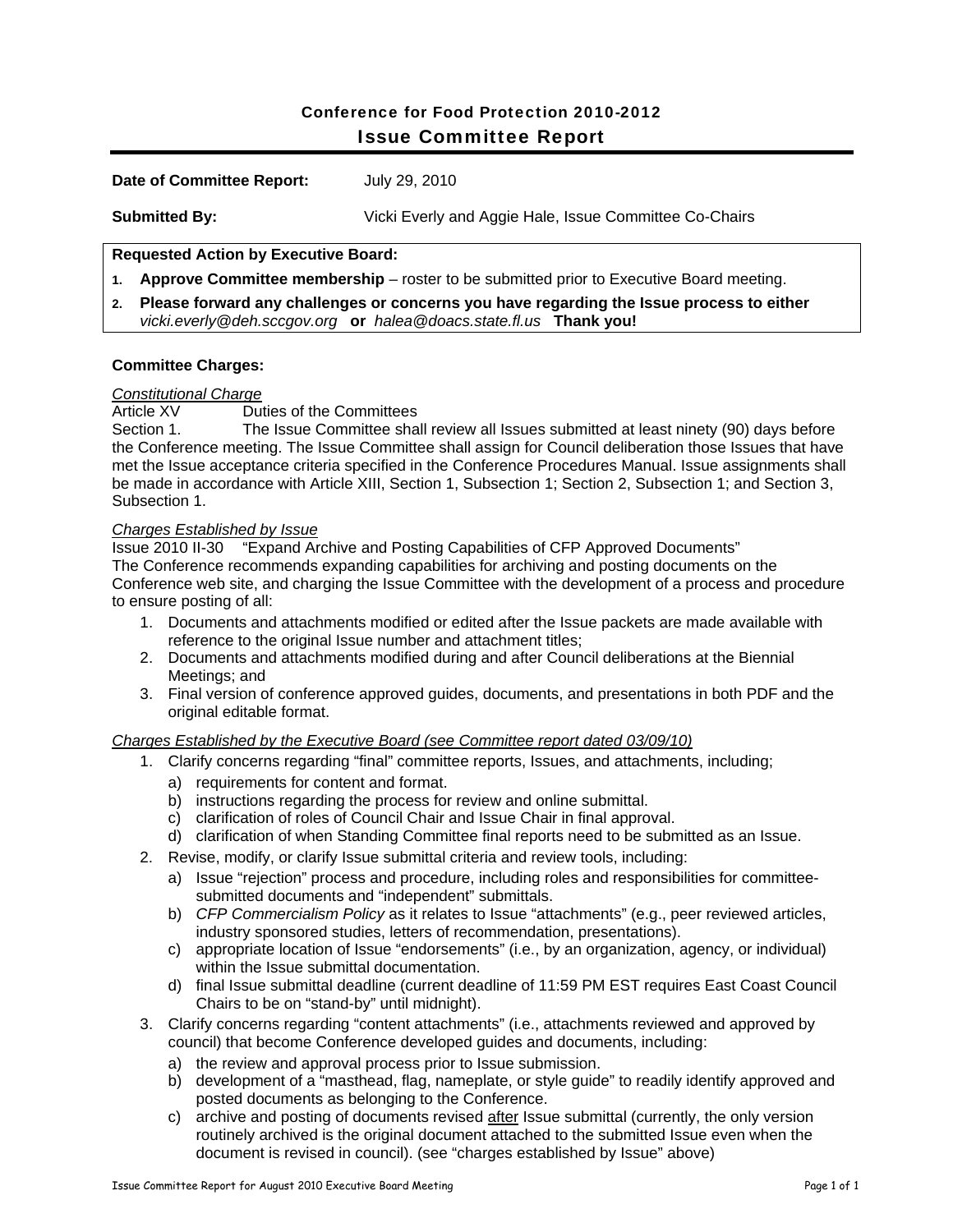# Conference for Food Protection 2010-2012
## Issue Committee Report

**Date of Committee Report:** July 29, 2010

**Submitted By:** Vicki Everly and Aggie Hale, Issue Committee Co-Chairs

**Requested Action by Executive Board:**

1. **Approve Committee membership** – roster to be submitted prior to Executive Board meeting.
2. **Please forward any challenges or concerns you have regarding the Issue process to either** *vicki.everly@deh.sccgov.org* **or** *halea@doacs.state.fl.us* **Thank you!**

**Committee Charges:**

*Constitutional Charge*

Article XV Duties of the Committees

Section 1. The Issue Committee shall review all Issues submitted at least ninety (90) days before the Conference meeting. The Issue Committee shall assign for Council deliberation those Issues that have met the Issue acceptance criteria specified in the Conference Procedures Manual. Issue assignments shall be made in accordance with Article XIII, Section 1, Subsection 1; Section 2, Subsection 1; and Section 3, Subsection 1.

*Charges Established by Issue*

Issue 2010 II-30 "Expand Archive and Posting Capabilities of CFP Approved Documents"

The Conference recommends expanding capabilities for archiving and posting documents on the Conference web site, and charging the Issue Committee with the development of a process and procedure to ensure posting of all:

1. Documents and attachments modified or edited after the Issue packets are made available with reference to the original Issue number and attachment titles;
2. Documents and attachments modified during and after Council deliberations at the Biennial Meetings; and
3. Final version of conference approved guides, documents, and presentations in both PDF and the original editable format.

*Charges Established by the Executive Board (see Committee report dated 03/09/10)*

1. Clarify concerns regarding "final" committee reports, Issues, and attachments, including;
   a) requirements for content and format.
   b) instructions regarding the process for review and online submittal.
   c) clarification of roles of Council Chair and Issue Chair in final approval.
   d) clarification of when Standing Committee final reports need to be submitted as an Issue.
2. Revise, modify, or clarify Issue submittal criteria and review tools, including:
   a) Issue "rejection" process and procedure, including roles and responsibilities for committee-submitted documents and "independent" submittals.
   b) *CFP Commercialism Policy* as it relates to Issue "attachments" (e.g., peer reviewed articles, industry sponsored studies, letters of recommendation, presentations).
   c) appropriate location of Issue "endorsements" (i.e., by an organization, agency, or individual) within the Issue submittal documentation.
   d) final Issue submittal deadline (current deadline of 11:59 PM EST requires East Coast Council Chairs to be on "stand-by" until midnight).
3. Clarify concerns regarding "content attachments" (i.e., attachments reviewed and approved by council) that become Conference developed guides and documents, including:
   a) the review and approval process prior to Issue submission.
   b) development of a "masthead, flag, nameplate, or style guide" to readily identify approved and posted documents as belonging to the Conference.
   c) archive and posting of documents revised after Issue submittal (currently, the only version routinely archived is the original document attached to the submitted Issue even when the document is revised in council). (see "charges established by Issue" above)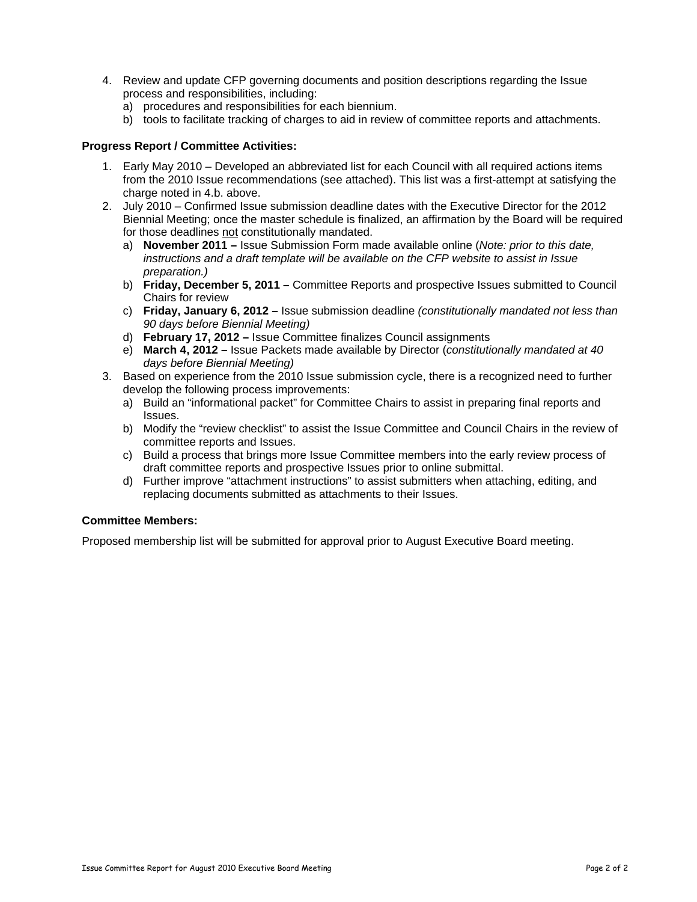4. Review and update CFP governing documents and position descriptions regarding the Issue process and responsibilities, including:
   a) procedures and responsibilities for each biennium.
   b) tools to facilitate tracking of charges to aid in review of committee reports and attachments.

**Progress Report / Committee Activities:**

1. Early May 2010 – Developed an abbreviated list for each Council with all required actions items from the 2010 Issue recommendations (see attached). This list was a first-attempt at satisfying the charge noted in 4.b. above.
2. July 2010 – Confirmed Issue submission deadline dates with the Executive Director for the 2012 Biennial Meeting; once the master schedule is finalized, an affirmation by the Board will be required for those deadlines <u>not</u> constitutionally mandated.
   a) **November 2011 –** Issue Submission Form made available online (*Note: prior to this date, instructions and a draft template will be available on the CFP website to assist in Issue preparation.)*
   b) **Friday, December 5, 2011 –** Committee Reports and prospective Issues submitted to Council Chairs for review
   c) **Friday, January 6, 2012 –** Issue submission deadline *(constitutionally mandated not less than 90 days before Biennial Meeting)*
   d) **February 17, 2012 –** Issue Committee finalizes Council assignments
   e) **March 4, 2012 –** Issue Packets made available by Director (*constitutionally mandated at 40 days before Biennial Meeting)*
3. Based on experience from the 2010 Issue submission cycle, there is a recognized need to further develop the following process improvements:
   a) Build an "informational packet" for Committee Chairs to assist in preparing final reports and Issues.
   b) Modify the "review checklist" to assist the Issue Committee and Council Chairs in the review of committee reports and Issues.
   c) Build a process that brings more Issue Committee members into the early review process of draft committee reports and prospective Issues prior to online submittal.
   d) Further improve "attachment instructions" to assist submitters when attaching, editing, and replacing documents submitted as attachments to their Issues.

**Committee Members:**

Proposed membership list will be submitted for approval prior to August Executive Board meeting.